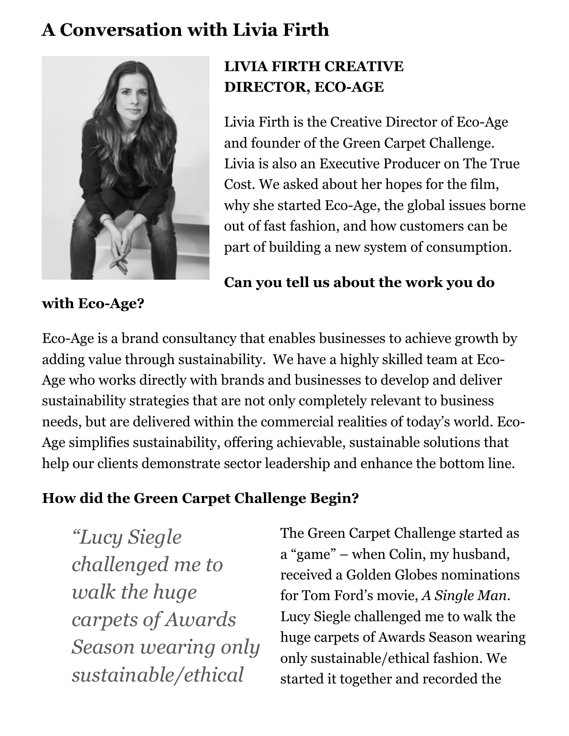# A Conversation with Livia Firth

**LIVIA FIRTH CREATIVE DIRECTOR, ECO-AGE**

Livia Firth is the Creative Director of Eco-Age and founder of the Green Carpet Challenge. Livia is also an Executive Producer on The True Cost. We asked about her hopes for the film, why she started Eco-Age, the global issues borne out of fast fashion, and how customers can be part of building a new system of consumption.

**Can you tell us about the work you do with Eco-Age?**

Eco-Age is a brand consultancy that enables businesses to achieve growth by adding value through sustainability. We have a highly skilled team at Eco-Age who works directly with brands and businesses to develop and deliver sustainability strategies that are not only completely relevant to business needs, but are delivered within the commercial realities of today's world. Eco-Age simplifies sustainability, offering achievable, sustainable solutions that help our clients demonstrate sector leadership and enhance the bottom line.

**How did the Green Carpet Challenge Begin?**

> *"Lucy Siegle challenged me to walk the huge carpets of Awards Season wearing only sustainable/ethical*

The Green Carpet Challenge started as a "game" – when Colin, my husband, received a Golden Globes nominations for Tom Ford's movie, *A Single Man*. Lucy Siegle challenged me to walk the huge carpets of Awards Season wearing only sustainable/ethical fashion. We started it together and recorded the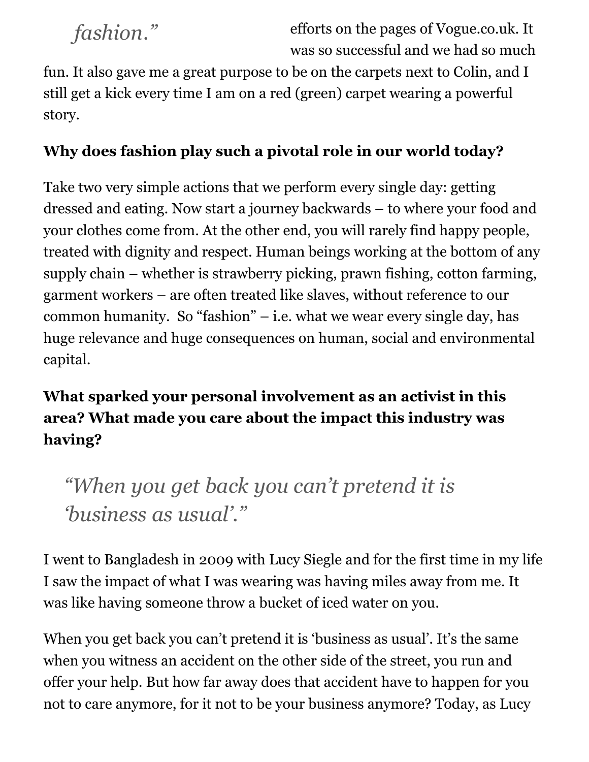*fashion."*

efforts on the pages of Vogue.co.uk. It was so successful and we had so much fun. It also gave me a great purpose to be on the carpets next to Colin, and I still get a kick every time I am on a red (green) carpet wearing a powerful story.

**Why does fashion play such a pivotal role in our world today?**

Take two very simple actions that we perform every single day: getting dressed and eating. Now start a journey backwards – to where your food and your clothes come from. At the other end, you will rarely find happy people, treated with dignity and respect. Human beings working at the bottom of any supply chain – whether is strawberry picking, prawn fishing, cotton farming, garment workers – are often treated like slaves, without reference to our common humanity. So "fashion" – i.e. what we wear every single day, has huge relevance and huge consequences on human, social and environmental capital.

**What sparked your personal involvement as an activist in this area? What made you care about the impact this industry was having?**

> *"When you get back you can't pretend it is 'business as usual'."*

I went to Bangladesh in 2009 with Lucy Siegle and for the first time in my life I saw the impact of what I was wearing was having miles away from me. It was like having someone throw a bucket of iced water on you.

When you get back you can't pretend it is 'business as usual'. It's the same when you witness an accident on the other side of the street, you run and offer your help. But how far away does that accident have to happen for you not to care anymore, for it not to be your business anymore? Today, as Lucy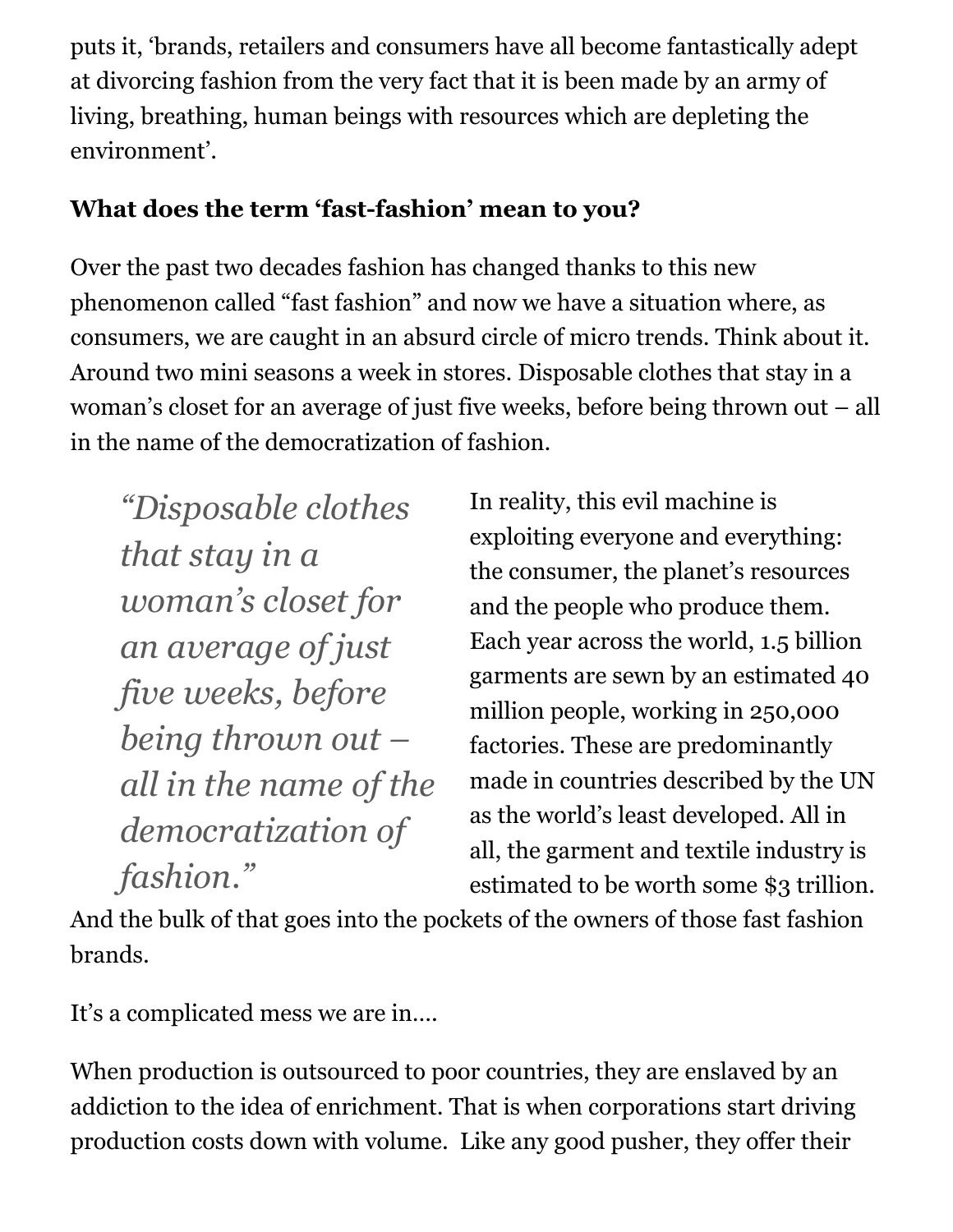puts it, 'brands, retailers and consumers have all become fantastically adept at divorcing fashion from the very fact that it is been made by an army of living, breathing, human beings with resources which are depleting the environment'.

**What does the term 'fast-fashion' mean to you?**

Over the past two decades fashion has changed thanks to this new phenomenon called "fast fashion" and now we have a situation where, as consumers, we are caught in an absurd circle of micro trends. Think about it. Around two mini seasons a week in stores. Disposable clothes that stay in a woman's closet for an average of just five weeks, before being thrown out – all in the name of the democratization of fashion.

> *"Disposable clothes that stay in a woman's closet for an average of just five weeks, before being thrown out – all in the name of the democratization of fashion."*

In reality, this evil machine is exploiting everyone and everything: the consumer, the planet's resources and the people who produce them. Each year across the world, 1.5 billion garments are sewn by an estimated 40 million people, working in 250,000 factories. These are predominantly made in countries described by the UN as the world's least developed. All in all, the garment and textile industry is estimated to be worth some $3 trillion. And the bulk of that goes into the pockets of the owners of those fast fashion brands.

It's a complicated mess we are in….

When production is outsourced to poor countries, they are enslaved by an addiction to the idea of enrichment. That is when corporations start driving production costs down with volume. Like any good pusher, they offer their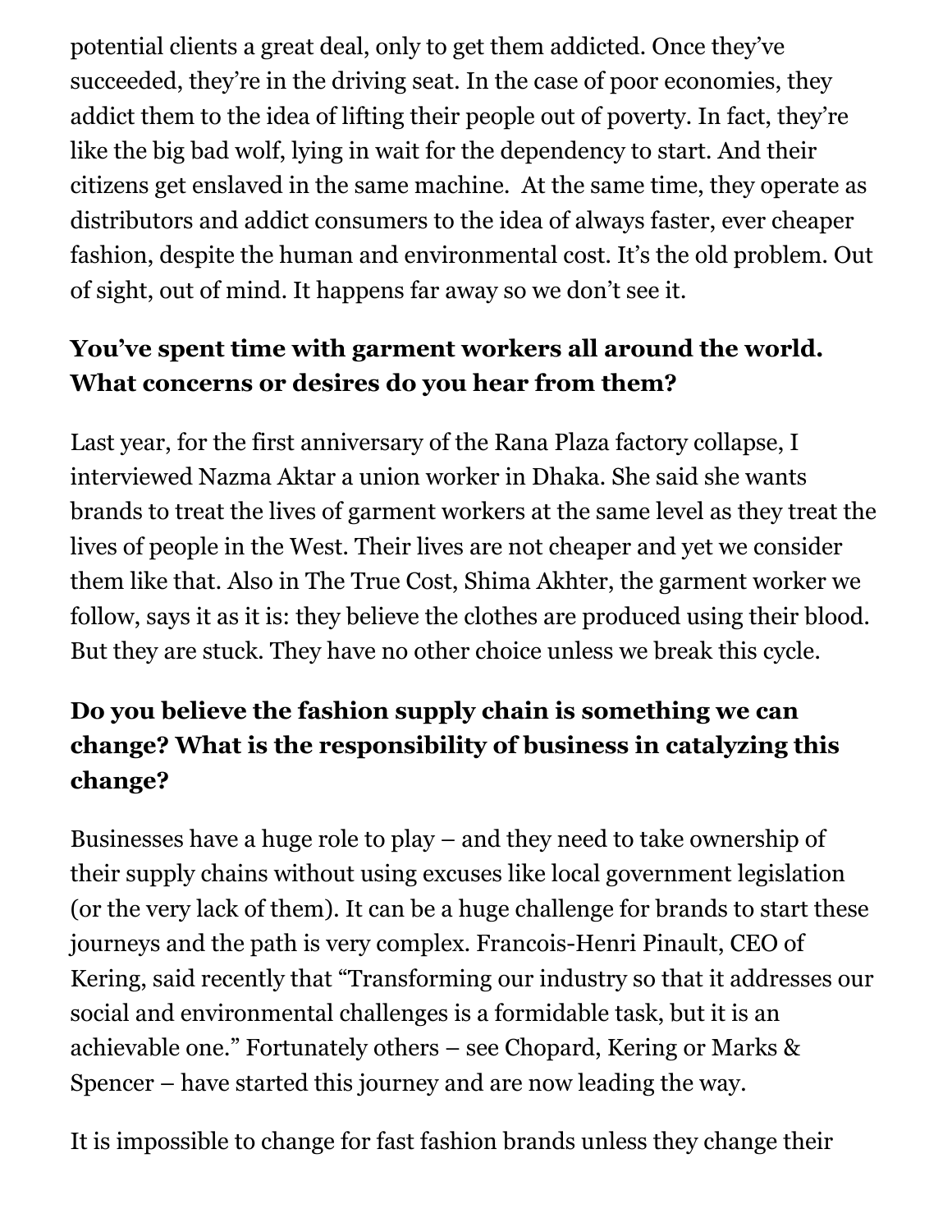potential clients a great deal, only to get them addicted. Once they've succeeded, they're in the driving seat. In the case of poor economies, they addict them to the idea of lifting their people out of poverty. In fact, they're like the big bad wolf, lying in wait for the dependency to start. And their citizens get enslaved in the same machine.  At the same time, they operate as distributors and addict consumers to the idea of always faster, ever cheaper fashion, despite the human and environmental cost. It's the old problem. Out of sight, out of mind. It happens far away so we don't see it.

**You've spent time with garment workers all around the world. What concerns or desires do you hear from them?**

Last year, for the first anniversary of the Rana Plaza factory collapse, I interviewed Nazma Aktar a union worker in Dhaka. She said she wants brands to treat the lives of garment workers at the same level as they treat the lives of people in the West. Their lives are not cheaper and yet we consider them like that. Also in The True Cost, Shima Akhter, the garment worker we follow, says it as it is: they believe the clothes are produced using their blood. But they are stuck. They have no other choice unless we break this cycle.

**Do you believe the fashion supply chain is something we can change? What is the responsibility of business in catalyzing this change?**

Businesses have a huge role to play – and they need to take ownership of their supply chains without using excuses like local government legislation (or the very lack of them). It can be a huge challenge for brands to start these journeys and the path is very complex. Francois-Henri Pinault, CEO of Kering, said recently that "Transforming our industry so that it addresses our social and environmental challenges is a formidable task, but it is an achievable one." Fortunately others – see Chopard, Kering or Marks & Spencer – have started this journey and are now leading the way.

It is impossible to change for fast fashion brands unless they change their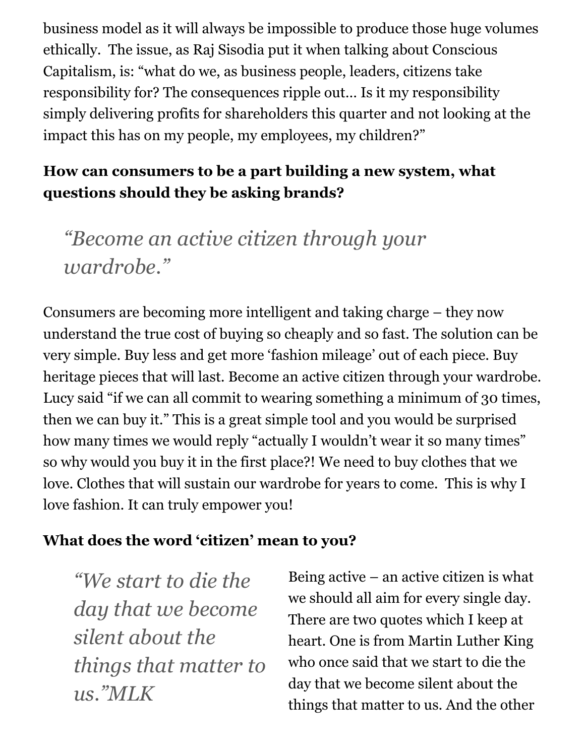business model as it will always be impossible to produce those huge volumes ethically. The issue, as Raj Sisodia put it when talking about Conscious Capitalism, is: "what do we, as business people, leaders, citizens take responsibility for? The consequences ripple out… Is it my responsibility simply delivering profits for shareholders this quarter and not looking at the impact this has on my people, my employees, my children?"

**How can consumers to be a part building a new system, what questions should they be asking brands?**

> *"Become an active citizen through your wardrobe."*

Consumers are becoming more intelligent and taking charge – they now understand the true cost of buying so cheaply and so fast. The solution can be very simple. Buy less and get more 'fashion mileage' out of each piece. Buy heritage pieces that will last. Become an active citizen through your wardrobe. Lucy said "if we can all commit to wearing something a minimum of 30 times, then we can buy it." This is a great simple tool and you would be surprised how many times we would reply "actually I wouldn't wear it so many times" so why would you buy it in the first place?! We need to buy clothes that we love. Clothes that will sustain our wardrobe for years to come. This is why I love fashion. It can truly empower you!

**What does the word 'citizen' mean to you?**

> *"We start to die the day that we become silent about the things that matter to us."MLK*

Being active – an active citizen is what we should all aim for every single day. There are two quotes which I keep at heart. One is from Martin Luther King who once said that we start to die the day that we become silent about the things that matter to us. And the other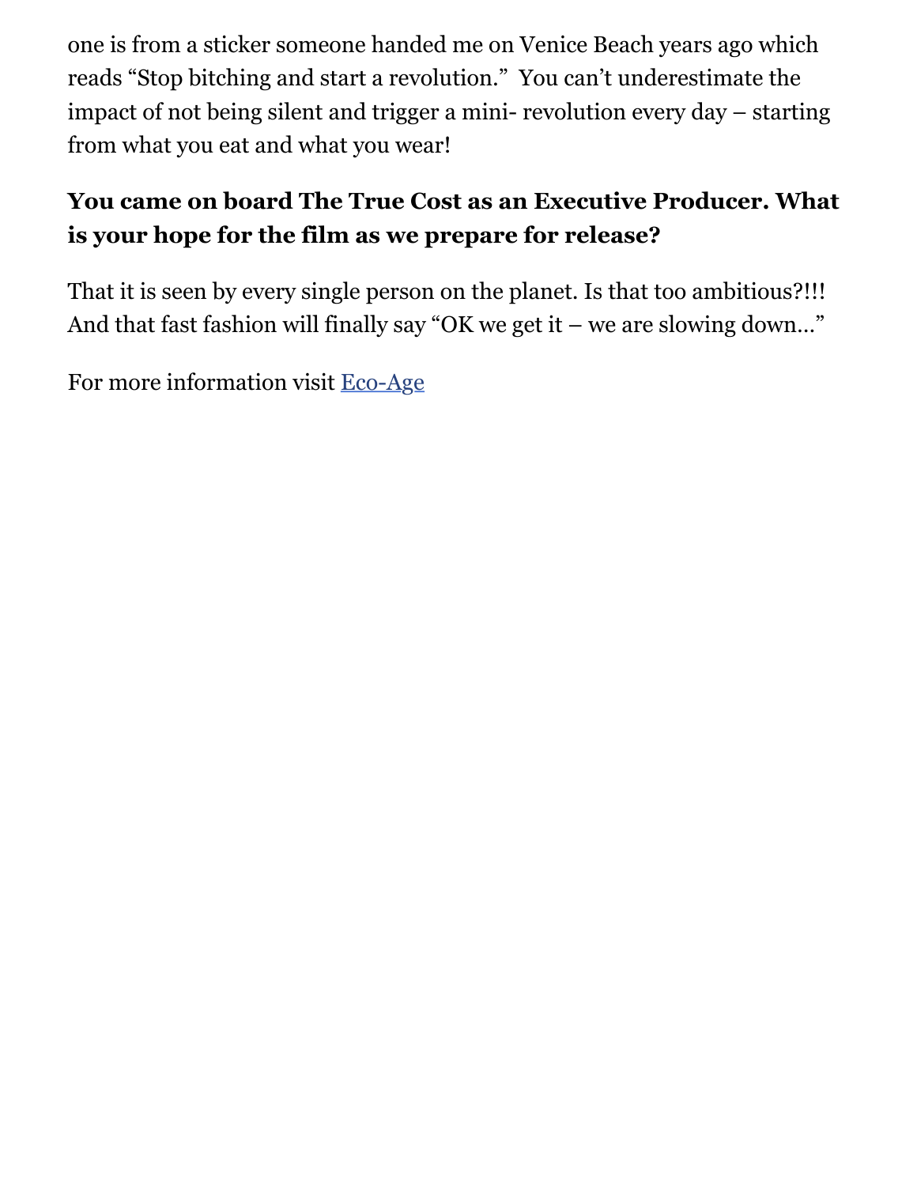one is from a sticker someone handed me on Venice Beach years ago which reads "Stop bitching and start a revolution." You can't underestimate the impact of not being silent and trigger a mini- revolution every day – starting from what you eat and what you wear!

**You came on board The True Cost as an Executive Producer. What is your hope for the film as we prepare for release?**

That it is seen by every single person on the planet. Is that too ambitious?!!! And that fast fashion will finally say "OK we get it – we are slowing down…"

For more information visit [Eco-Age]